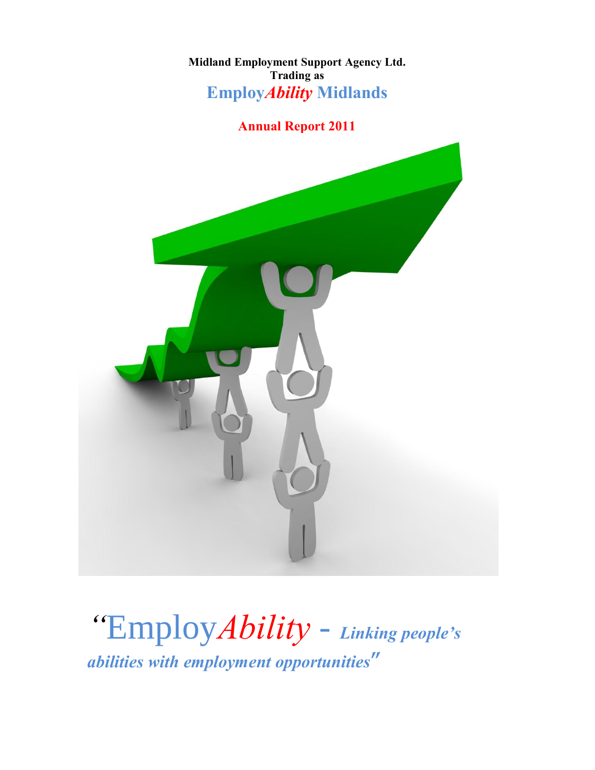**Midland Employment Support Agency Ltd.**
**Trading as**

# Employ*Ability* Midlands

## Annual Report 2011

“Employ*Ability* - ***Linking people’s abilities with employment opportunities***”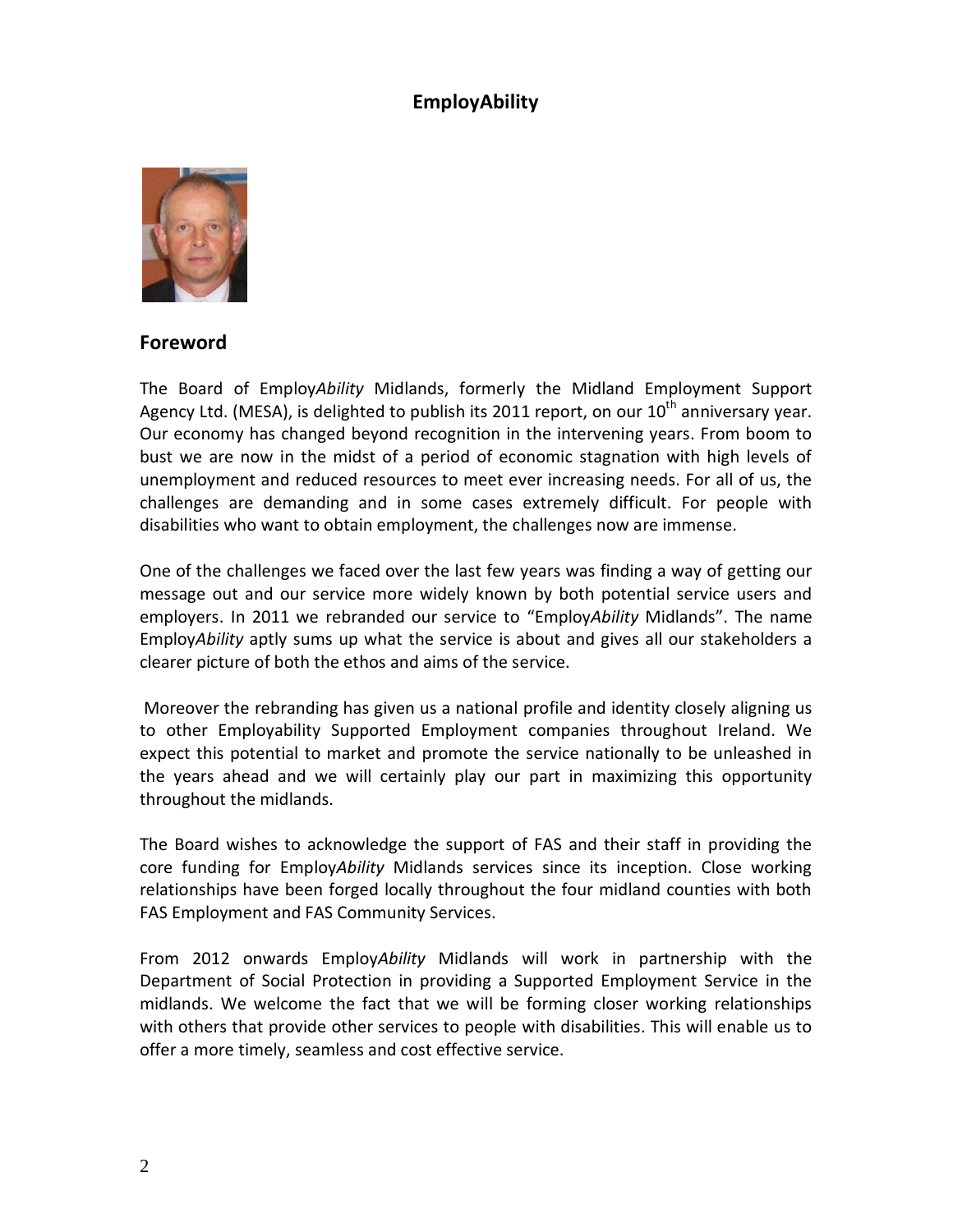## EmployAbility

## Foreword

The Board of Employ*Ability* Midlands, formerly the Midland Employment Support Agency Ltd. (MESA), is delighted to publish its 2011 report, on our 10th anniversary year. Our economy has changed beyond recognition in the intervening years. From boom to bust we are now in the midst of a period of economic stagnation with high levels of unemployment and reduced resources to meet ever increasing needs. For all of us, the challenges are demanding and in some cases extremely difficult. For people with disabilities who want to obtain employment, the challenges now are immense.

One of the challenges we faced over the last few years was finding a way of getting our message out and our service more widely known by both potential service users and employers. In 2011 we rebranded our service to "Employ*Ability* Midlands". The name Employ*Ability* aptly sums up what the service is about and gives all our stakeholders a clearer picture of both the ethos and aims of the service.

Moreover the rebranding has given us a national profile and identity closely aligning us to other Employability Supported Employment companies throughout Ireland. We expect this potential to market and promote the service nationally to be unleashed in the years ahead and we will certainly play our part in maximizing this opportunity throughout the midlands.

The Board wishes to acknowledge the support of FAS and their staff in providing the core funding for Employ*Ability* Midlands services since its inception. Close working relationships have been forged locally throughout the four midland counties with both FAS Employment and FAS Community Services.

From 2012 onwards Employ*Ability* Midlands will work in partnership with the Department of Social Protection in providing a Supported Employment Service in the midlands. We welcome the fact that we will be forming closer working relationships with others that provide other services to people with disabilities. This will enable us to offer a more timely, seamless and cost effective service.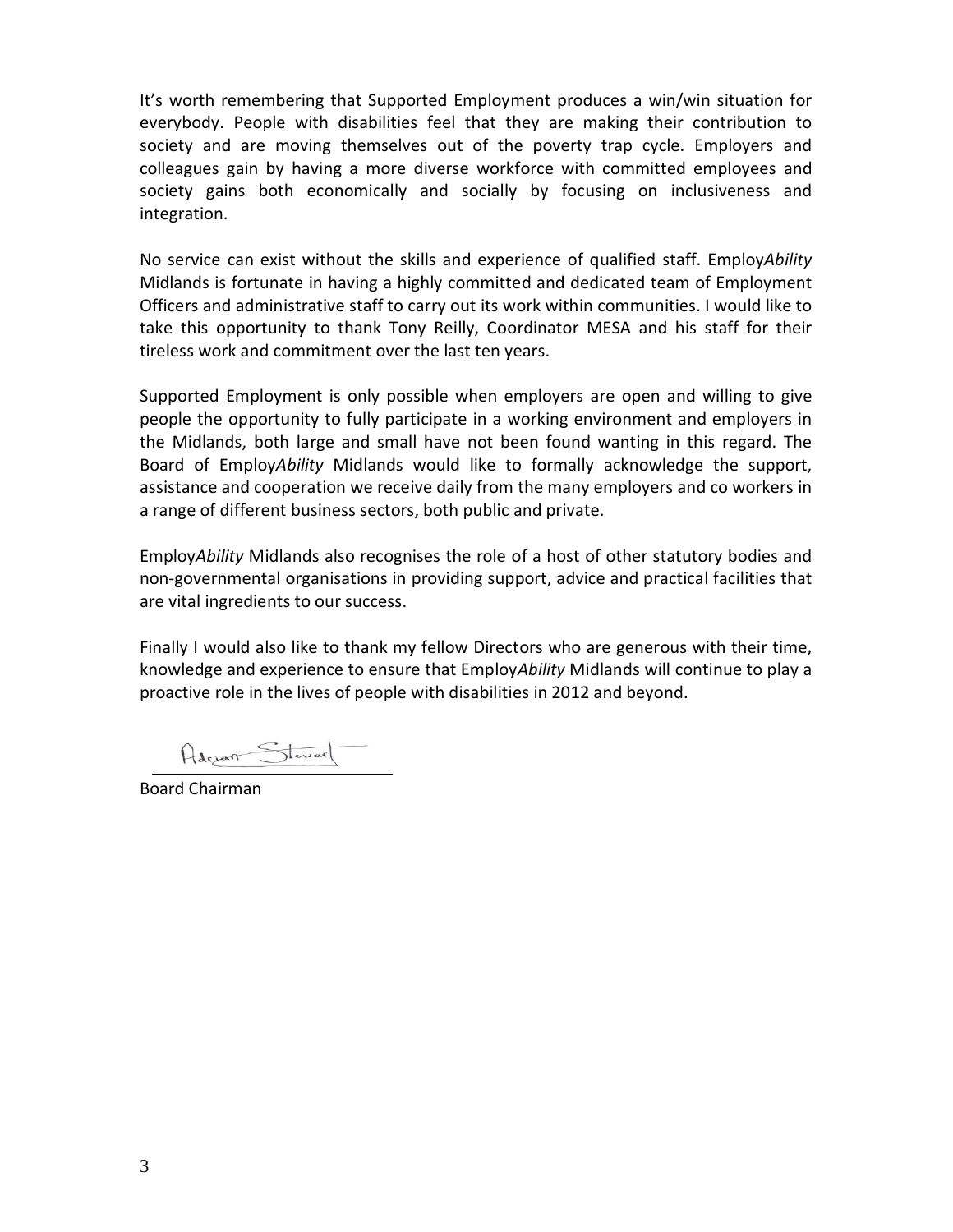It's worth remembering that Supported Employment produces a win/win situation for everybody. People with disabilities feel that they are making their contribution to society and are moving themselves out of the poverty trap cycle. Employers and colleagues gain by having a more diverse workforce with committed employees and society gains both economically and socially by focusing on inclusiveness and integration.

No service can exist without the skills and experience of qualified staff. Employ*Ability* Midlands is fortunate in having a highly committed and dedicated team of Employment Officers and administrative staff to carry out its work within communities. I would like to take this opportunity to thank Tony Reilly, Coordinator MESA and his staff for their tireless work and commitment over the last ten years.

Supported Employment is only possible when employers are open and willing to give people the opportunity to fully participate in a working environment and employers in the Midlands, both large and small have not been found wanting in this regard. The Board of Employ*Ability* Midlands would like to formally acknowledge the support, assistance and cooperation we receive daily from the many employers and co workers in a range of different business sectors, both public and private.

Employ*Ability* Midlands also recognises the role of a host of other statutory bodies and non-governmental organisations in providing support, advice and practical facilities that are vital ingredients to our success.

Finally I would also like to thank my fellow Directors who are generous with their time, knowledge and experience to ensure that Employ*Ability* Midlands will continue to play a proactive role in the lives of people with disabilities in 2012 and beyond.

Adrian Stewart

Board Chairman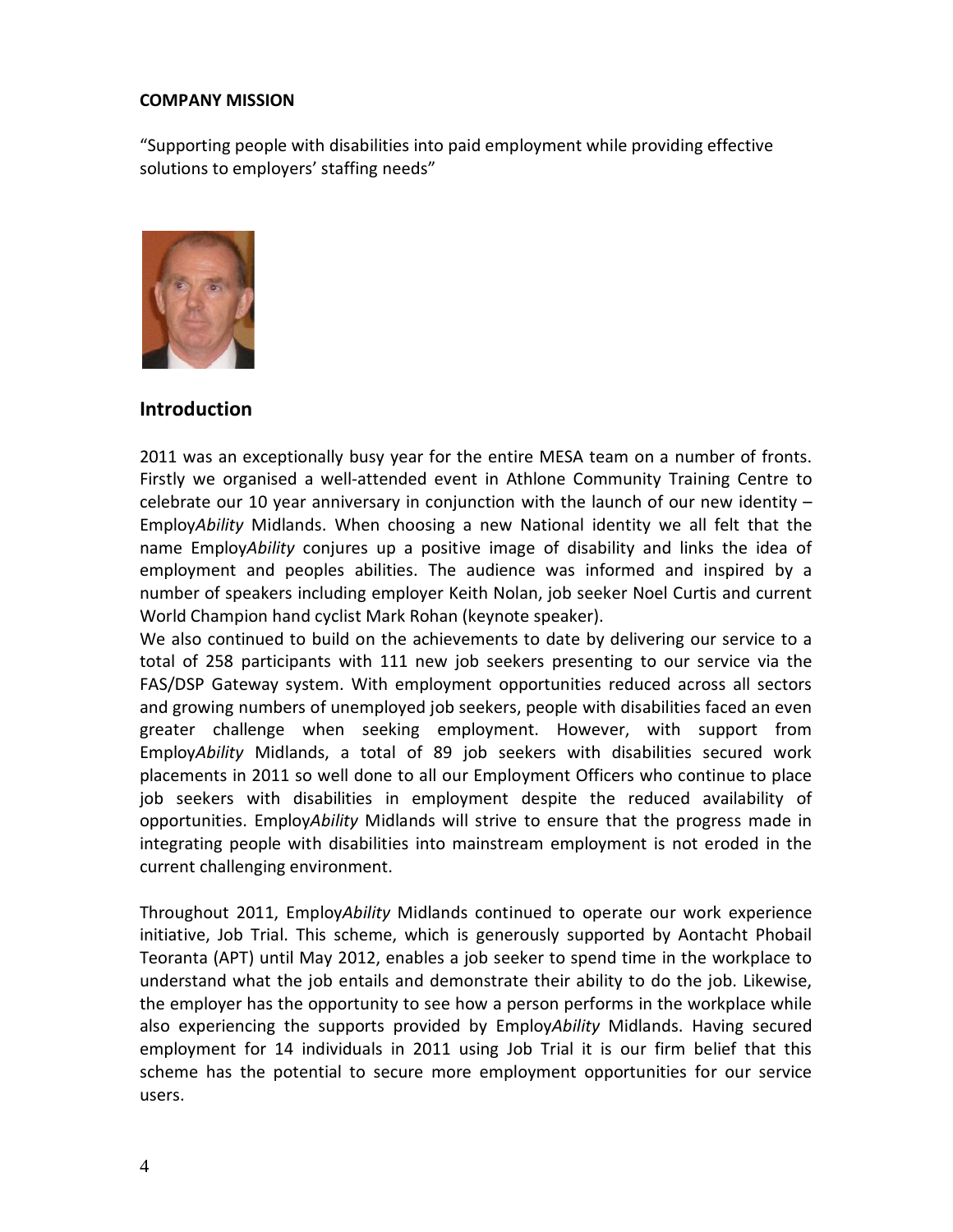**COMPANY MISSION**

"Supporting people with disabilities into paid employment while providing effective solutions to employers' staffing needs"

## Introduction

2011 was an exceptionally busy year for the entire MESA team on a number of fronts. Firstly we organised a well-attended event in Athlone Community Training Centre to celebrate our 10 year anniversary in conjunction with the launch of our new identity – Employ*Ability* Midlands. When choosing a new National identity we all felt that the name Employ*Ability* conjures up a positive image of disability and links the idea of employment and peoples abilities. The audience was informed and inspired by a number of speakers including employer Keith Nolan, job seeker Noel Curtis and current World Champion hand cyclist Mark Rohan (keynote speaker).
We also continued to build on the achievements to date by delivering our service to a total of 258 participants with 111 new job seekers presenting to our service via the FAS/DSP Gateway system. With employment opportunities reduced across all sectors and growing numbers of unemployed job seekers, people with disabilities faced an even greater challenge when seeking employment. However, with support from Employ*Ability* Midlands, a total of 89 job seekers with disabilities secured work placements in 2011 so well done to all our Employment Officers who continue to place job seekers with disabilities in employment despite the reduced availability of opportunities. Employ*Ability* Midlands will strive to ensure that the progress made in integrating people with disabilities into mainstream employment is not eroded in the current challenging environment.

Throughout 2011, Employ*Ability* Midlands continued to operate our work experience initiative, Job Trial. This scheme, which is generously supported by Aontacht Phobail Teoranta (APT) until May 2012, enables a job seeker to spend time in the workplace to understand what the job entails and demonstrate their ability to do the job. Likewise, the employer has the opportunity to see how a person performs in the workplace while also experiencing the supports provided by Employ*Ability* Midlands. Having secured employment for 14 individuals in 2011 using Job Trial it is our firm belief that this scheme has the potential to secure more employment opportunities for our service users.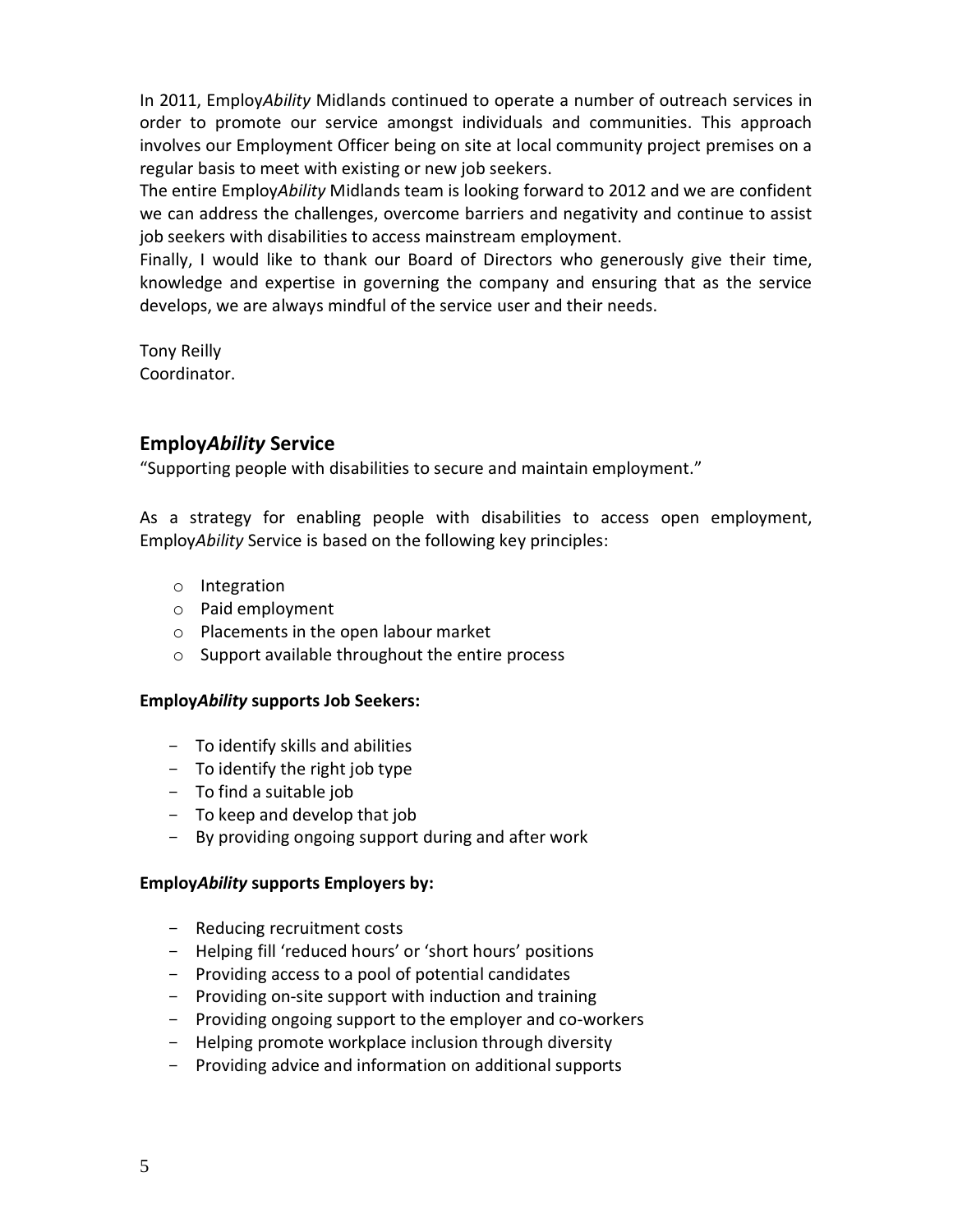In 2011, Employ*Ability* Midlands continued to operate a number of outreach services in order to promote our service amongst individuals and communities. This approach involves our Employment Officer being on site at local community project premises on a regular basis to meet with existing or new job seekers.

The entire Employ*Ability* Midlands team is looking forward to 2012 and we are confident we can address the challenges, overcome barriers and negativity and continue to assist job seekers with disabilities to access mainstream employment.

Finally, I would like to thank our Board of Directors who generously give their time, knowledge and expertise in governing the company and ensuring that as the service develops, we are always mindful of the service user and their needs.

Tony Reilly
Coordinator.

## Employ*Ability* Service

"Supporting people with disabilities to secure and maintain employment."

As a strategy for enabling people with disabilities to access open employment, Employ*Ability* Service is based on the following key principles:

- Integration
- Paid employment
- Placements in the open labour market
- Support available throughout the entire process

**Employ*Ability* supports Job Seekers:**

- To identify skills and abilities
- To identify the right job type
- To find a suitable job
- To keep and develop that job
- By providing ongoing support during and after work

**Employ*Ability* supports Employers by:**

- Reducing recruitment costs
- Helping fill 'reduced hours' or 'short hours' positions
- Providing access to a pool of potential candidates
- Providing on-site support with induction and training
- Providing ongoing support to the employer and co-workers
- Helping promote workplace inclusion through diversity
- Providing advice and information on additional supports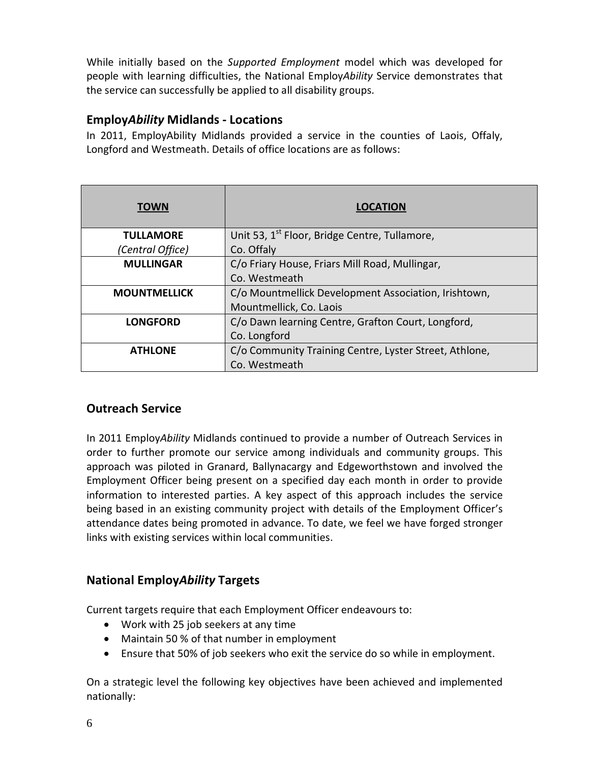While initially based on the *Supported Employment* model which was developed for people with learning difficulties, the National Employ*Ability* Service demonstrates that the service can successfully be applied to all disability groups.

## Employ*Ability* Midlands - Locations

In 2011, EmployAbility Midlands provided a service in the counties of Laois, Offaly, Longford and Westmeath. Details of office locations are as follows:

| TOWN | LOCATION |
|---|---|
| **TULLAMORE** *(Central Office)* | Unit 53, 1st Floor, Bridge Centre, Tullamore, Co. Offaly |
| **MULLINGAR** | C/o Friary House, Friars Mill Road, Mullingar, Co. Westmeath |
| **MOUNTMELLICK** | C/o Mountmellick Development Association, Irishtown, Mountmellick, Co. Laois |
| **LONGFORD** | C/o Dawn learning Centre, Grafton Court, Longford, Co. Longford |
| **ATHLONE** | C/o Community Training Centre, Lyster Street, Athlone, Co. Westmeath |

## Outreach Service

In 2011 Employ*Ability* Midlands continued to provide a number of Outreach Services in order to further promote our service among individuals and community groups. This approach was piloted in Granard, Ballynacargy and Edgeworthstown and involved the Employment Officer being present on a specified day each month in order to provide information to interested parties. A key aspect of this approach includes the service being based in an existing community project with details of the Employment Officer's attendance dates being promoted in advance. To date, we feel we have forged stronger links with existing services within local communities.

## National Employ*Ability* Targets

Current targets require that each Employment Officer endeavours to:

- Work with 25 job seekers at any time
- Maintain 50 % of that number in employment
- Ensure that 50% of job seekers who exit the service do so while in employment.

On a strategic level the following key objectives have been achieved and implemented nationally: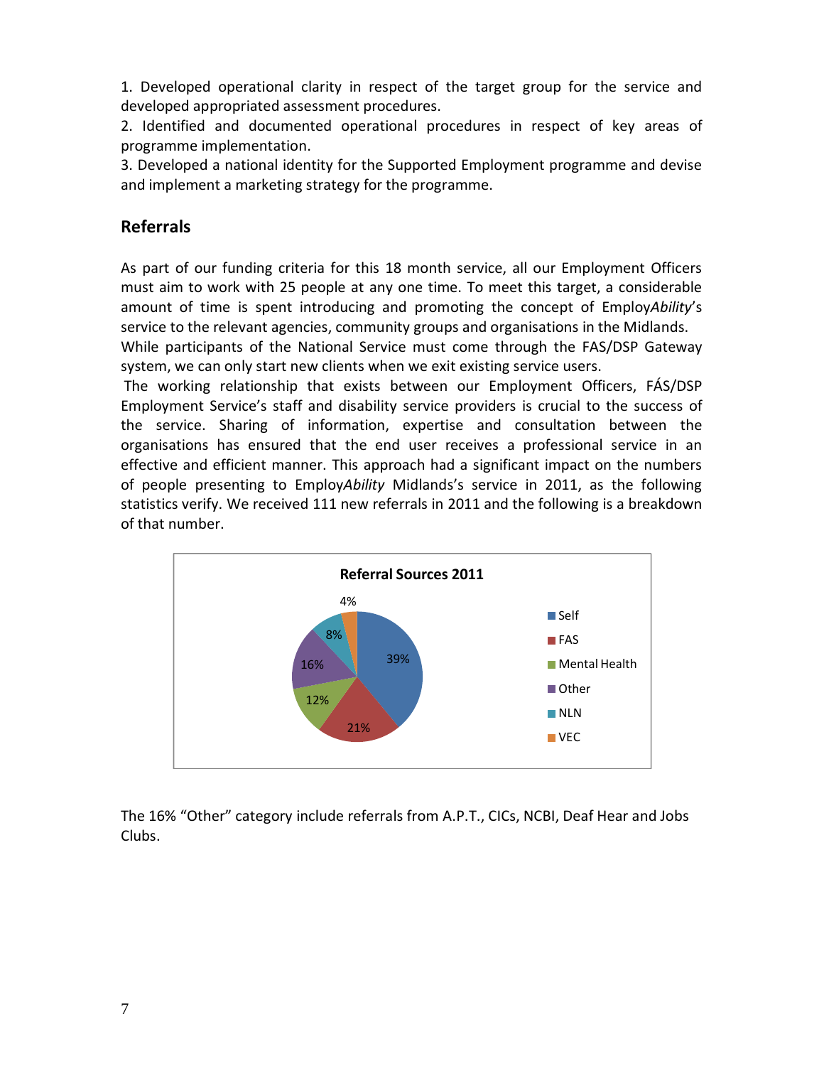1. Developed operational clarity in respect of the target group for the service and developed appropriated assessment procedures.
2. Identified and documented operational procedures in respect of key areas of programme implementation.
3. Developed a national identity for the Supported Employment programme and devise and implement a marketing strategy for the programme.

## Referrals

As part of our funding criteria for this 18 month service, all our Employment Officers must aim to work with 25 people at any one time. To meet this target, a considerable amount of time is spent introducing and promoting the concept of Employ*Ability*'s service to the relevant agencies, community groups and organisations in the Midlands.
While participants of the National Service must come through the FAS/DSP Gateway system, we can only start new clients when we exit existing service users.
The working relationship that exists between our Employment Officers, FÁS/DSP Employment Service's staff and disability service providers is crucial to the success of the service. Sharing of information, expertise and consultation between the organisations has ensured that the end user receives a professional service in an effective and efficient manner. This approach had a significant impact on the numbers of people presenting to Employ*Ability* Midlands's service in 2011, as the following statistics verify. We received 111 new referrals in 2011 and the following is a breakdown of that number.

**Referral Sources 2011**

| Source | Percentage |
| --- | --- |
| Self | 39% |
| FAS | 21% |
| Mental Health | 12% |
| Other | 16% |
| NLN | 8% |
| VEC | 4% |

The 16% "Other" category include referrals from A.P.T., CICs, NCBI, Deaf Hear and Jobs Clubs.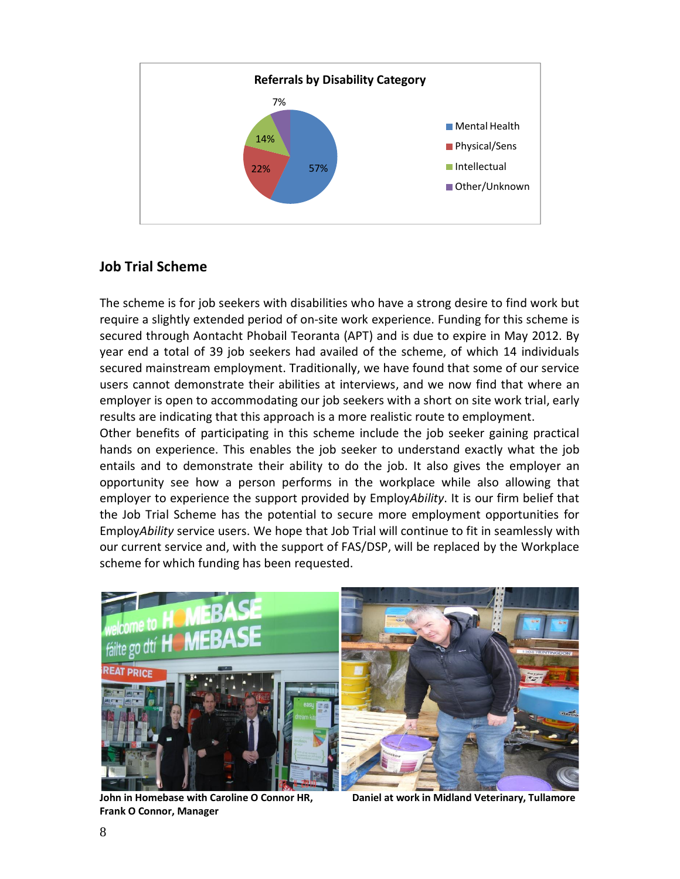**Referrals by Disability Category**

| Category | Percentage |
|---|---|
| Mental Health | 57% |
| Physical/Sens | 22% |
| Intellectual | 14% |
| Other/Unknown | 7% |

## Job Trial Scheme

The scheme is for job seekers with disabilities who have a strong desire to find work but require a slightly extended period of on-site work experience. Funding for this scheme is secured through Aontacht Phobail Teoranta (APT) and is due to expire in May 2012. By year end a total of 39 job seekers had availed of the scheme, of which 14 individuals secured mainstream employment. Traditionally, we have found that some of our service users cannot demonstrate their abilities at interviews, and we now find that where an employer is open to accommodating our job seekers with a short on site work trial, early results are indicating that this approach is a more realistic route to employment.

Other benefits of participating in this scheme include the job seeker gaining practical hands on experience. This enables the job seeker to understand exactly what the job entails and to demonstrate their ability to do the job. It also gives the employer an opportunity see how a person performs in the workplace while also allowing that employer to experience the support provided by Employ*Ability*. It is our firm belief that the Job Trial Scheme has the potential to secure more employment opportunities for Employ*Ability* service users. We hope that Job Trial will continue to fit in seamlessly with our current service and, with the support of FAS/DSP, will be replaced by the Workplace scheme for which funding has been requested.

**John in Homebase with Caroline O Connor HR, Frank O Connor, Manager**

**Daniel at work in Midland Veterinary, Tullamore**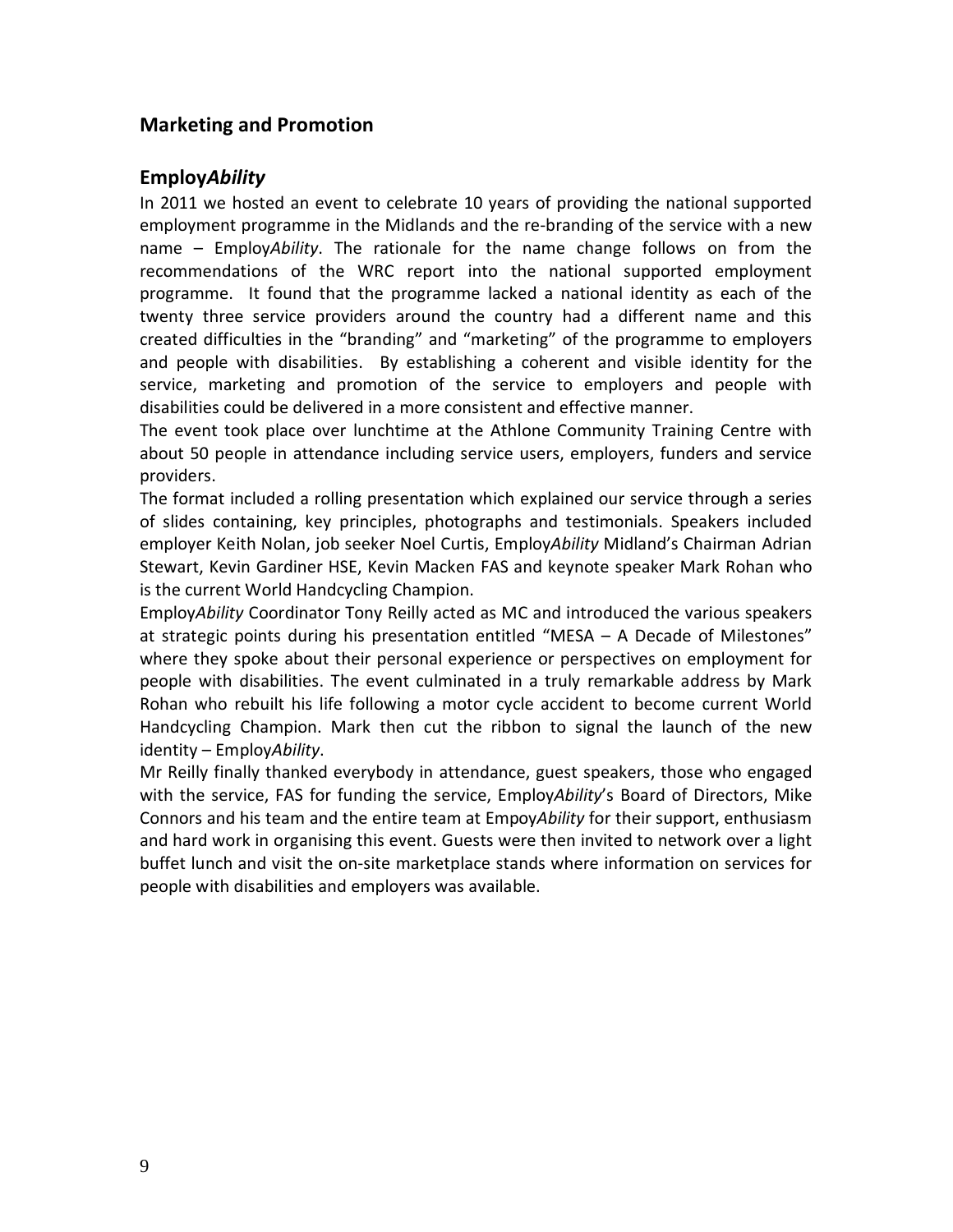## Marketing and Promotion

### Employ*Ability*

In 2011 we hosted an event to celebrate 10 years of providing the national supported employment programme in the Midlands and the re-branding of the service with a new name – Employ*Ability*. The rationale for the name change follows on from the recommendations of the WRC report into the national supported employment programme. It found that the programme lacked a national identity as each of the twenty three service providers around the country had a different name and this created difficulties in the "branding" and "marketing" of the programme to employers and people with disabilities. By establishing a coherent and visible identity for the service, marketing and promotion of the service to employers and people with disabilities could be delivered in a more consistent and effective manner.

The event took place over lunchtime at the Athlone Community Training Centre with about 50 people in attendance including service users, employers, funders and service providers.

The format included a rolling presentation which explained our service through a series of slides containing, key principles, photographs and testimonials. Speakers included employer Keith Nolan, job seeker Noel Curtis, Employ*Ability* Midland's Chairman Adrian Stewart, Kevin Gardiner HSE, Kevin Macken FAS and keynote speaker Mark Rohan who is the current World Handcycling Champion.

Employ*Ability* Coordinator Tony Reilly acted as MC and introduced the various speakers at strategic points during his presentation entitled "MESA – A Decade of Milestones" where they spoke about their personal experience or perspectives on employment for people with disabilities. The event culminated in a truly remarkable address by Mark Rohan who rebuilt his life following a motor cycle accident to become current World Handcycling Champion. Mark then cut the ribbon to signal the launch of the new identity – Employ*Ability*.

Mr Reilly finally thanked everybody in attendance, guest speakers, those who engaged with the service, FAS for funding the service, Employ*Ability*'s Board of Directors, Mike Connors and his team and the entire team at Empoy*Ability* for their support, enthusiasm and hard work in organising this event. Guests were then invited to network over a light buffet lunch and visit the on-site marketplace stands where information on services for people with disabilities and employers was available.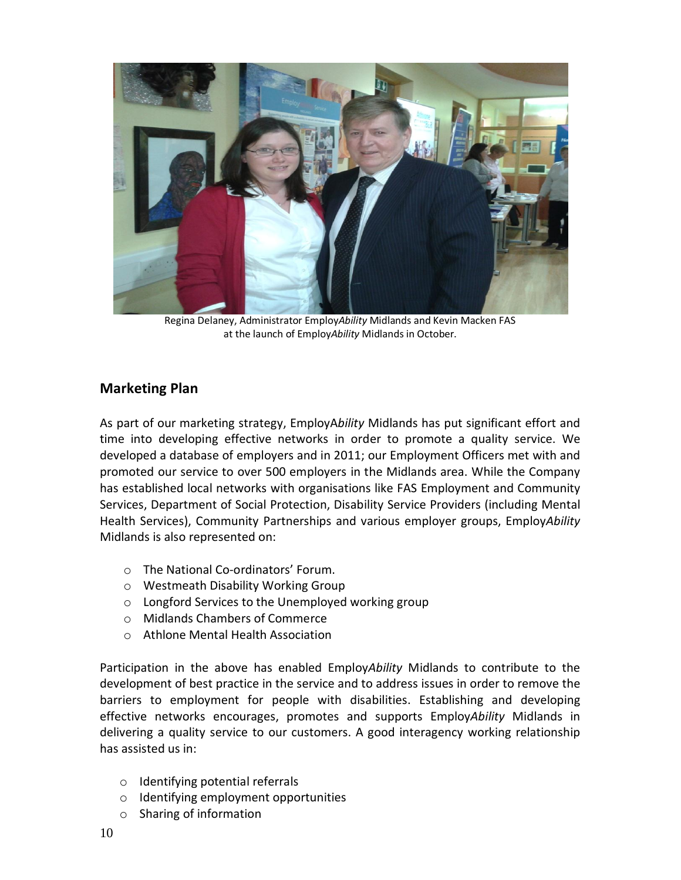Regina Delaney, Administrator Employ*Ability* Midlands and Kevin Macken FAS at the launch of Employ*Ability* Midlands in October.

## Marketing Plan

As part of our marketing strategy, EmployA*bility* Midlands has put significant effort and time into developing effective networks in order to promote a quality service. We developed a database of employers and in 2011; our Employment Officers met with and promoted our service to over 500 employers in the Midlands area. While the Company has established local networks with organisations like FAS Employment and Community Services, Department of Social Protection, Disability Service Providers (including Mental Health Services), Community Partnerships and various employer groups, Employ*Ability* Midlands is also represented on:

- The National Co-ordinators' Forum.
- Westmeath Disability Working Group
- Longford Services to the Unemployed working group
- Midlands Chambers of Commerce
- Athlone Mental Health Association

Participation in the above has enabled Employ*Ability* Midlands to contribute to the development of best practice in the service and to address issues in order to remove the barriers to employment for people with disabilities. Establishing and developing effective networks encourages, promotes and supports Employ*Ability* Midlands in delivering a quality service to our customers. A good interagency working relationship has assisted us in:

- Identifying potential referrals
- Identifying employment opportunities
- Sharing of information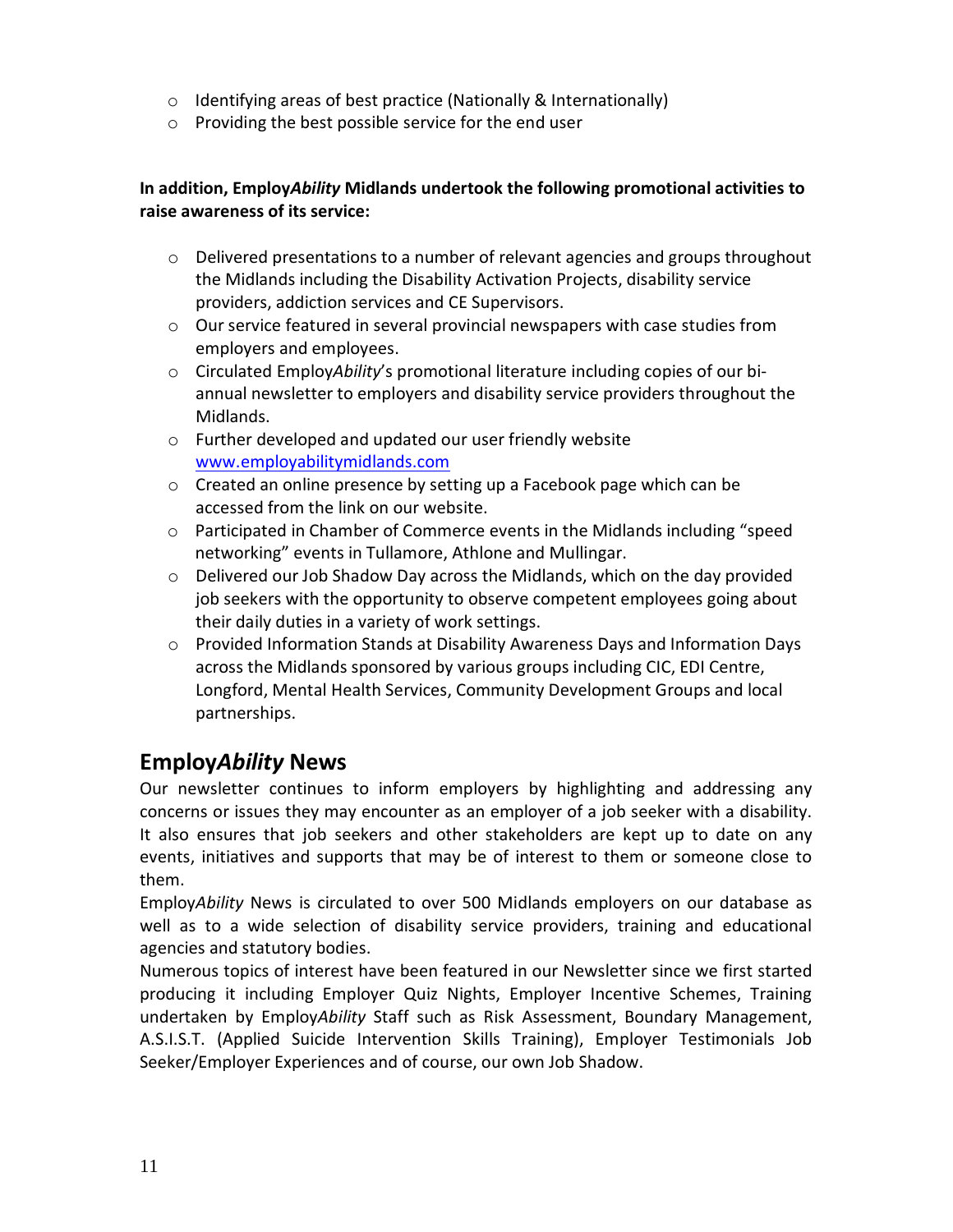- Identifying areas of best practice (Nationally & Internationally)
- Providing the best possible service for the end user

**In addition, Employ*Ability* Midlands undertook the following promotional activities to raise awareness of its service:**

- Delivered presentations to a number of relevant agencies and groups throughout the Midlands including the Disability Activation Projects, disability service providers, addiction services and CE Supervisors.
- Our service featured in several provincial newspapers with case studies from employers and employees.
- Circulated Employ*Ability*'s promotional literature including copies of our bi-annual newsletter to employers and disability service providers throughout the Midlands.
- Further developed and updated our user friendly website [www.employabilitymidlands.com](www.employabilitymidlands.com)
- Created an online presence by setting up a Facebook page which can be accessed from the link on our website.
- Participated in Chamber of Commerce events in the Midlands including "speed networking" events in Tullamore, Athlone and Mullingar.
- Delivered our Job Shadow Day across the Midlands, which on the day provided job seekers with the opportunity to observe competent employees going about their daily duties in a variety of work settings.
- Provided Information Stands at Disability Awareness Days and Information Days across the Midlands sponsored by various groups including CIC, EDI Centre, Longford, Mental Health Services, Community Development Groups and local partnerships.

## Employ*Ability* News

Our newsletter continues to inform employers by highlighting and addressing any concerns or issues they may encounter as an employer of a job seeker with a disability. It also ensures that job seekers and other stakeholders are kept up to date on any events, initiatives and supports that may be of interest to them or someone close to them.

Employ*Ability* News is circulated to over 500 Midlands employers on our database as well as to a wide selection of disability service providers, training and educational agencies and statutory bodies.

Numerous topics of interest have been featured in our Newsletter since we first started producing it including Employer Quiz Nights, Employer Incentive Schemes, Training undertaken by Employ*Ability* Staff such as Risk Assessment, Boundary Management, A.S.I.S.T. (Applied Suicide Intervention Skills Training), Employer Testimonials Job Seeker/Employer Experiences and of course, our own Job Shadow.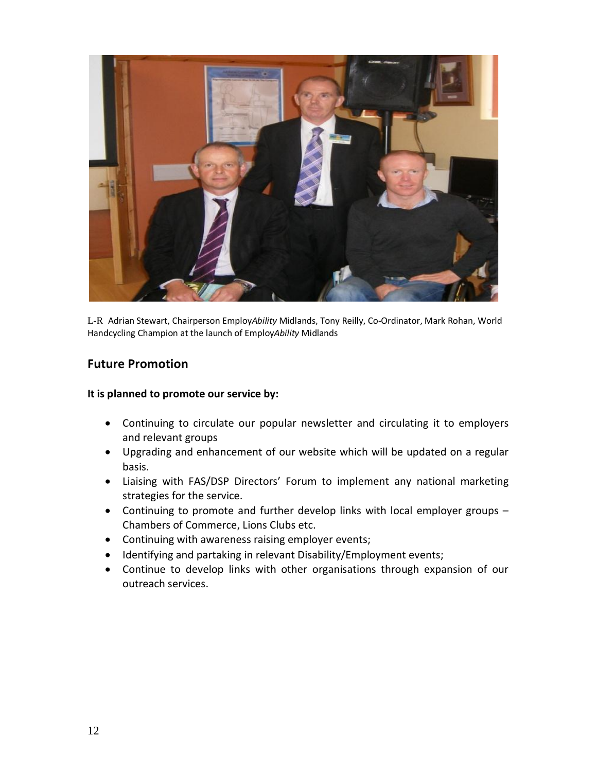L-R Adrian Stewart, Chairperson Employ*Ability* Midlands, Tony Reilly, Co-Ordinator, Mark Rohan, World Handcycling Champion at the launch of Employ*Ability* Midlands

## Future Promotion

**It is planned to promote our service by:**

- Continuing to circulate our popular newsletter and circulating it to employers and relevant groups
- Upgrading and enhancement of our website which will be updated on a regular basis.
- Liaising with FAS/DSP Directors' Forum to implement any national marketing strategies for the service.
- Continuing to promote and further develop links with local employer groups – Chambers of Commerce, Lions Clubs etc.
- Continuing with awareness raising employer events;
- Identifying and partaking in relevant Disability/Employment events;
- Continue to develop links with other organisations through expansion of our outreach services.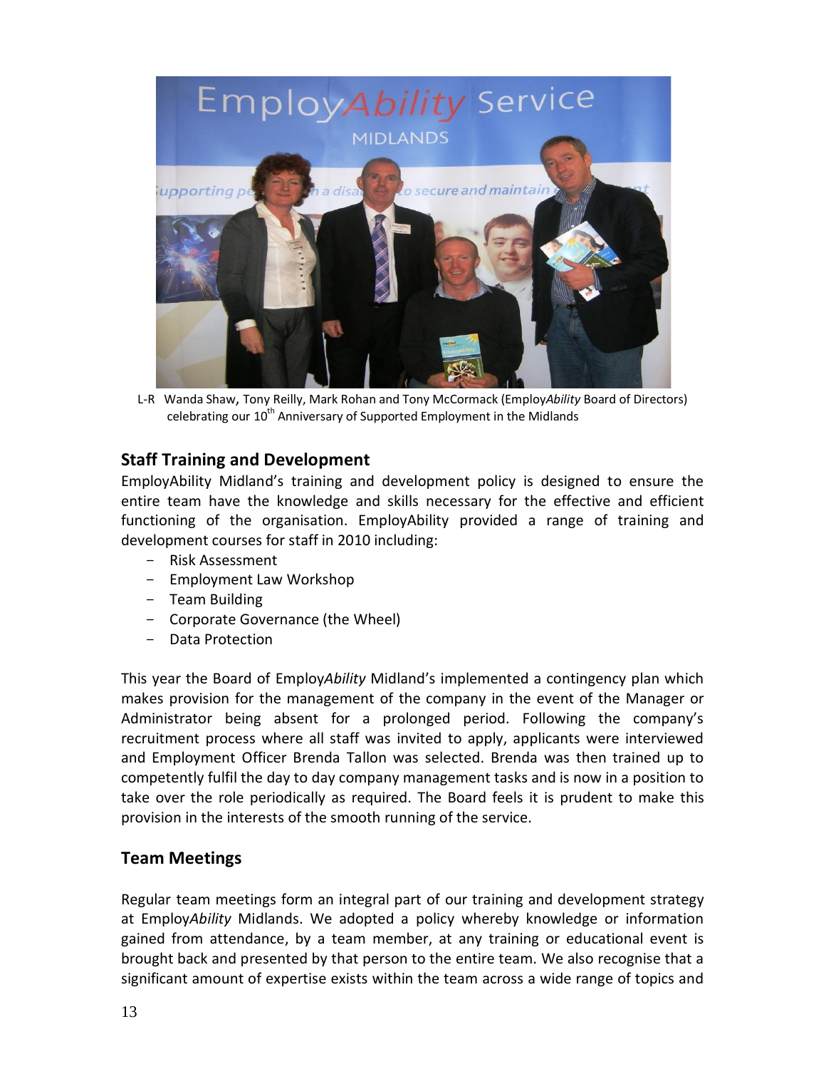L-R Wanda Shaw, Tony Reilly, Mark Rohan and Tony McCormack (Employ*Ability* Board of Directors) celebrating our 10th Anniversary of Supported Employment in the Midlands

## Staff Training and Development

EmployAbility Midland's training and development policy is designed to ensure the entire team have the knowledge and skills necessary for the effective and efficient functioning of the organisation. EmployAbility provided a range of training and development courses for staff in 2010 including:

- Risk Assessment
- Employment Law Workshop
- Team Building
- Corporate Governance (the Wheel)
- Data Protection

This year the Board of Employ*Ability* Midland's implemented a contingency plan which makes provision for the management of the company in the event of the Manager or Administrator being absent for a prolonged period. Following the company's recruitment process where all staff was invited to apply, applicants were interviewed and Employment Officer Brenda Tallon was selected. Brenda was then trained up to competently fulfil the day to day company management tasks and is now in a position to take over the role periodically as required. The Board feels it is prudent to make this provision in the interests of the smooth running of the service.

## Team Meetings

Regular team meetings form an integral part of our training and development strategy at Employ*Ability* Midlands. We adopted a policy whereby knowledge or information gained from attendance, by a team member, at any training or educational event is brought back and presented by that person to the entire team. We also recognise that a significant amount of expertise exists within the team across a wide range of topics and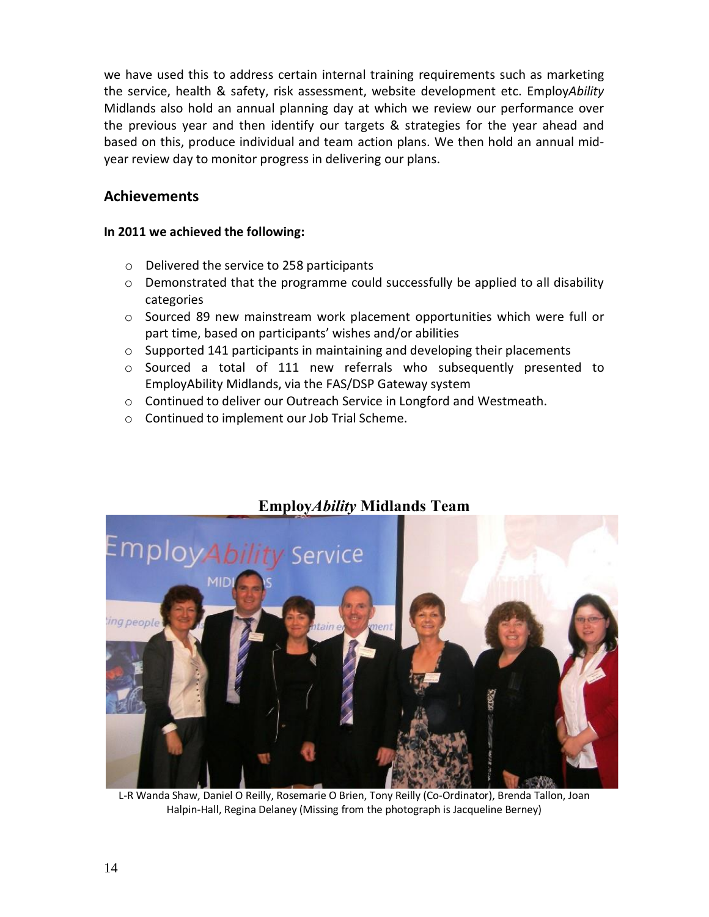we have used this to address certain internal training requirements such as marketing the service, health & safety, risk assessment, website development etc. Employ*Ability* Midlands also hold an annual planning day at which we review our performance over the previous year and then identify our targets & strategies for the year ahead and based on this, produce individual and team action plans. We then hold an annual mid-year review day to monitor progress in delivering our plans.

## Achievements

**In 2011 we achieved the following:**

- Delivered the service to 258 participants
- Demonstrated that the programme could successfully be applied to all disability categories
- Sourced 89 new mainstream work placement opportunities which were full or part time, based on participants' wishes and/or abilities
- Supported 141 participants in maintaining and developing their placements
- Sourced a total of 111 new referrals who subsequently presented to EmployAbility Midlands, via the FAS/DSP Gateway system
- Continued to deliver our Outreach Service in Longford and Westmeath.
- Continued to implement our Job Trial Scheme.

**Employ*Ability* Midlands Team**

L-R Wanda Shaw, Daniel O Reilly, Rosemarie O Brien, Tony Reilly (Co-Ordinator), Brenda Tallon, Joan Halpin-Hall, Regina Delaney (Missing from the photograph is Jacqueline Berney)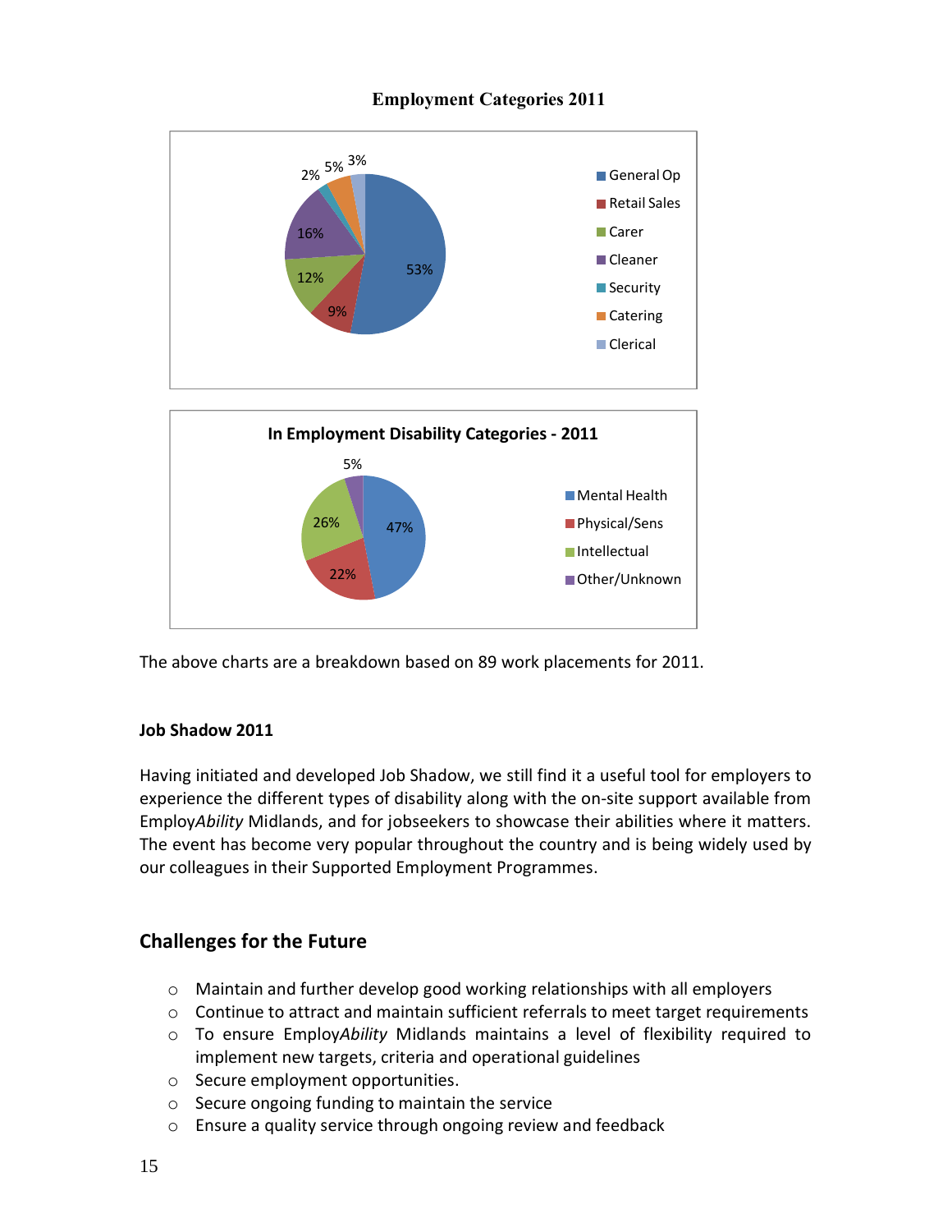**Employment Categories 2011**

| Category | Percentage |
|---|---|
| General Op | 53% |
| Retail Sales | 9% |
| Carer | 12% |
| Cleaner | 16% |
| Security | 2% |
| Catering | 5% |
| Clerical | 3% |

**In Employment Disability Categories - 2011**

| Category | Percentage |
|---|---|
| Mental Health | 47% |
| Physical/Sens | 22% |
| Intellectual | 26% |
| Other/Unknown | 5% |

The above charts are a breakdown based on 89 work placements for 2011.

**Job Shadow 2011**

Having initiated and developed Job Shadow, we still find it a useful tool for employers to experience the different types of disability along with the on-site support available from Employ*Ability* Midlands, and for jobseekers to showcase their abilities where it matters. The event has become very popular throughout the country and is being widely used by our colleagues in their Supported Employment Programmes.

## Challenges for the Future

- Maintain and further develop good working relationships with all employers
- Continue to attract and maintain sufficient referrals to meet target requirements
- To ensure Employ*Ability* Midlands maintains a level of flexibility required to implement new targets, criteria and operational guidelines
- Secure employment opportunities.
- Secure ongoing funding to maintain the service
- Ensure a quality service through ongoing review and feedback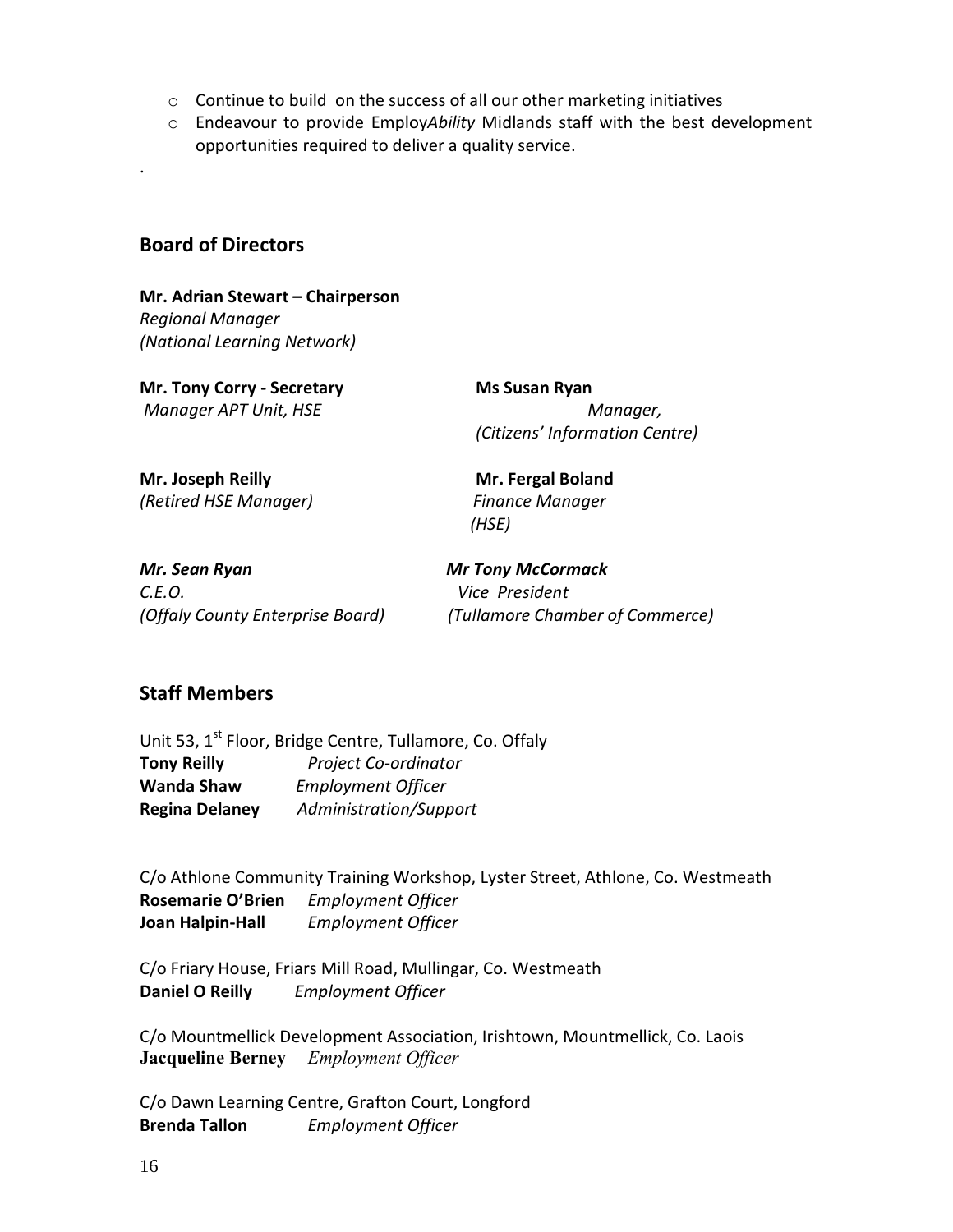- Continue to build on the success of all our other marketing initiatives
- Endeavour to provide Employ*Ability* Midlands staff with the best development opportunities required to deliver a quality service.

.

## Board of Directors

**Mr. Adrian Stewart – Chairperson**
*Regional Manager*
*(National Learning Network)*

**Mr. Tony Corry - Secretary**
*Manager APT Unit, HSE*

**Ms Susan Ryan**
*Manager,*
*(Citizens' Information Centre)*

**Mr. Joseph Reilly**
*(Retired HSE Manager)*

**Mr. Fergal Boland**
*Finance Manager*
*(HSE)*

***Mr. Sean Ryan***
*C.E.O.*
*(Offaly County Enterprise Board)*

***Mr Tony McCormack***
*Vice President*
*(Tullamore Chamber of Commerce)*

## Staff Members

Unit 53, 1st Floor, Bridge Centre, Tullamore, Co. Offaly
**Tony Reilly** *Project Co-ordinator*
**Wanda Shaw** *Employment Officer*
**Regina Delaney** *Administration/Support*

C/o Athlone Community Training Workshop, Lyster Street, Athlone, Co. Westmeath
**Rosemarie O'Brien** *Employment Officer*
**Joan Halpin-Hall** *Employment Officer*

C/o Friary House, Friars Mill Road, Mullingar, Co. Westmeath
**Daniel O Reilly** *Employment Officer*

C/o Mountmellick Development Association, Irishtown, Mountmellick, Co. Laois
**Jacqueline Berney** *Employment Officer*

C/o Dawn Learning Centre, Grafton Court, Longford
**Brenda Tallon** *Employment Officer*